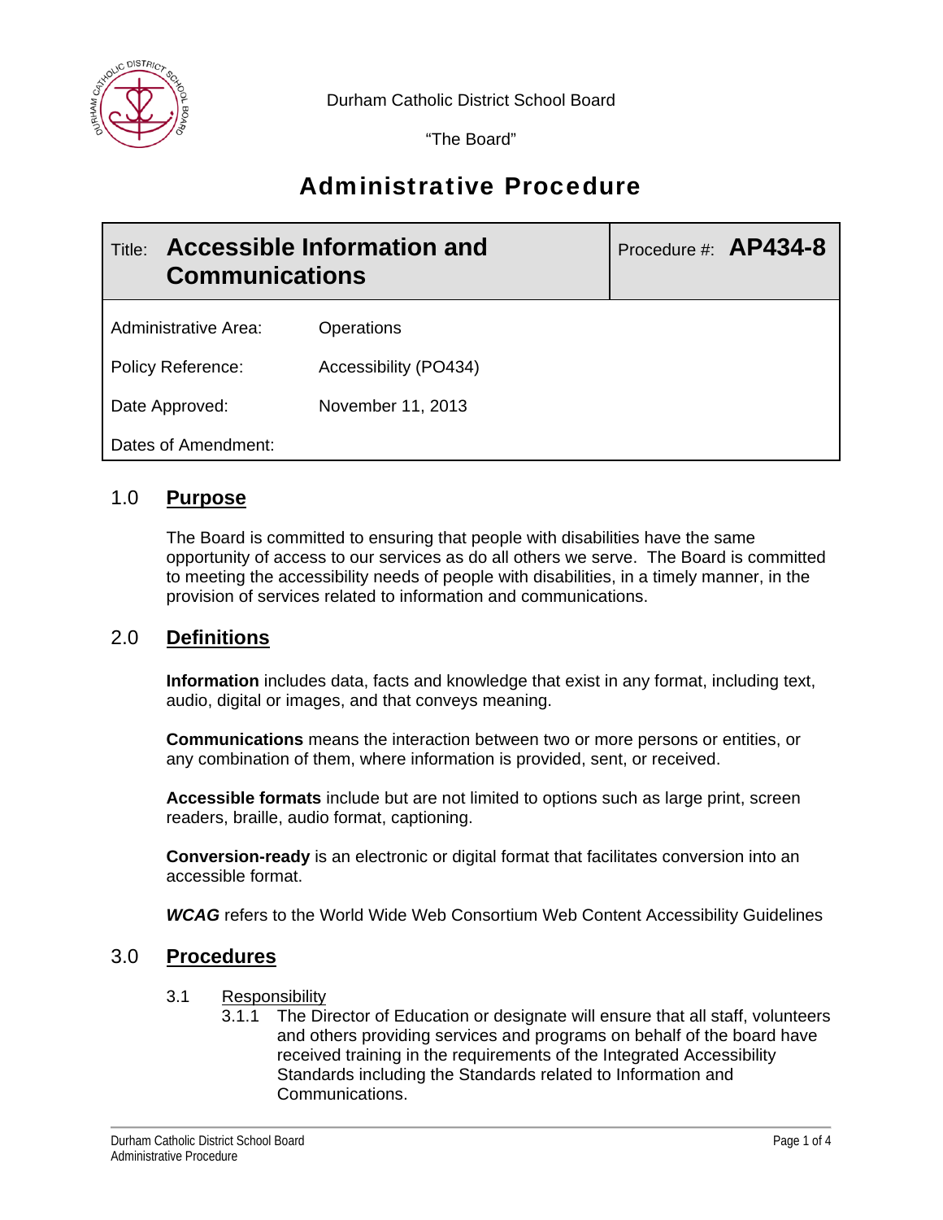Durham Catholic District School Board

"The Board"

# Administrative Procedure

| Title: **Accessible Information and Communications** | Procedure #: **AP434-8** |
|---|---|
| Administrative Area: | Operations |
| Policy Reference: | Accessibility (PO434) |
| Date Approved: | November 11, 2013 |
| Dates of Amendment: | |

## 1.0 Purpose

The Board is committed to ensuring that people with disabilities have the same opportunity of access to our services as do all others we serve. The Board is committed to meeting the accessibility needs of people with disabilities, in a timely manner, in the provision of services related to information and communications.

## 2.0 Definitions

**Information** includes data, facts and knowledge that exist in any format, including text, audio, digital or images, and that conveys meaning.

**Communications** means the interaction between two or more persons or entities, or any combination of them, where information is provided, sent, or received.

**Accessible formats** include but are not limited to options such as large print, screen readers, braille, audio format, captioning.

**Conversion-ready** is an electronic or digital format that facilitates conversion into an accessible format.

***WCAG*** refers to the World Wide Web Consortium Web Content Accessibility Guidelines

## 3.0 Procedures

### 3.1 Responsibility

3.1.1 The Director of Education or designate will ensure that all staff, volunteers and others providing services and programs on behalf of the board have received training in the requirements of the Integrated Accessibility Standards including the Standards related to Information and Communications.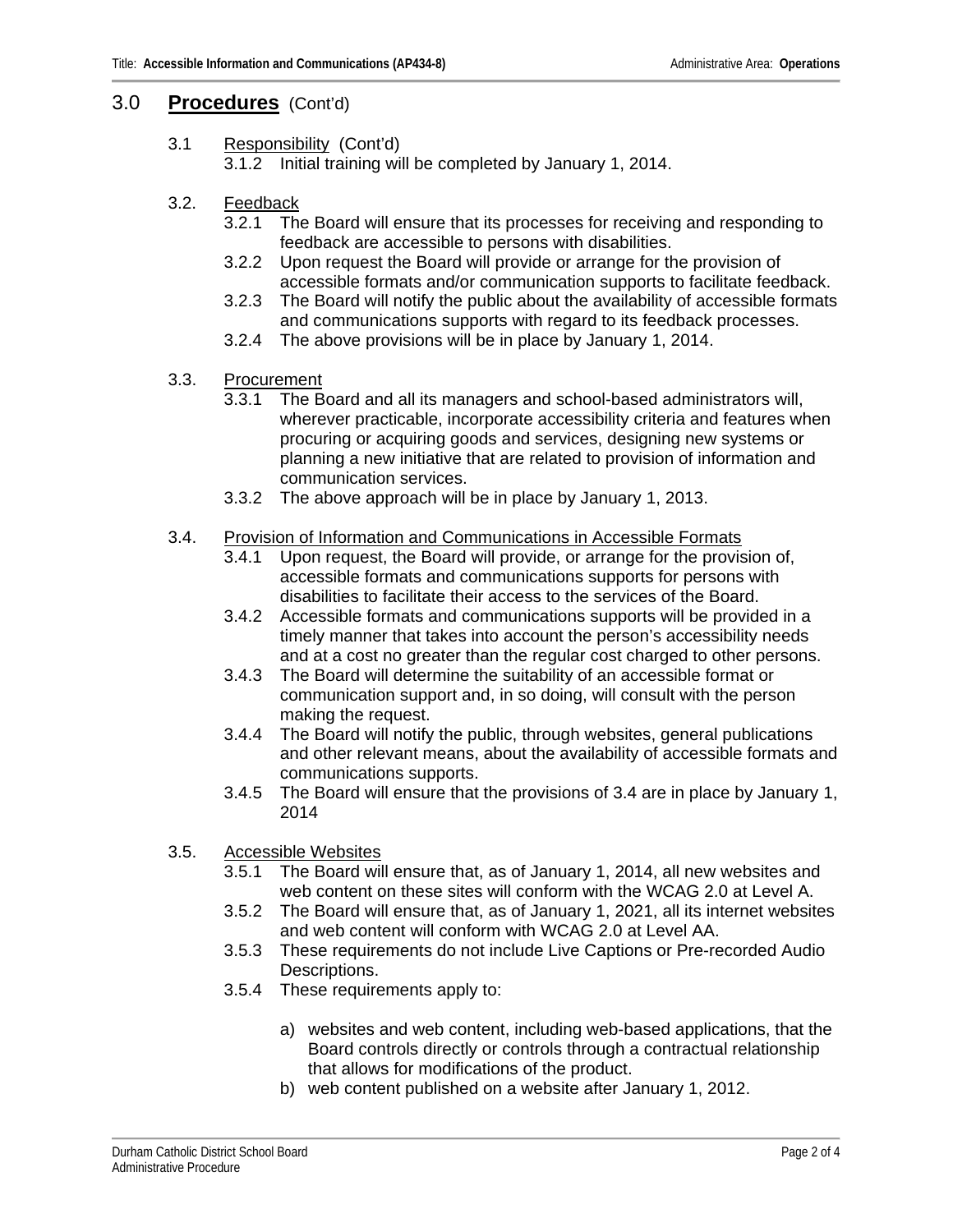## 3.0 Procedures (Cont'd)

### 3.1 Responsibility (Cont'd)

3.1.2 Initial training will be completed by January 1, 2014.

### 3.2. Feedback

3.2.1 The Board will ensure that its processes for receiving and responding to feedback are accessible to persons with disabilities.

3.2.2 Upon request the Board will provide or arrange for the provision of accessible formats and/or communication supports to facilitate feedback.

3.2.3 The Board will notify the public about the availability of accessible formats and communications supports with regard to its feedback processes.

3.2.4 The above provisions will be in place by January 1, 2014.

### 3.3. Procurement

3.3.1 The Board and all its managers and school-based administrators will, wherever practicable, incorporate accessibility criteria and features when procuring or acquiring goods and services, designing new systems or planning a new initiative that are related to provision of information and communication services.

3.3.2 The above approach will be in place by January 1, 2013.

### 3.4. Provision of Information and Communications in Accessible Formats

3.4.1 Upon request, the Board will provide, or arrange for the provision of, accessible formats and communications supports for persons with disabilities to facilitate their access to the services of the Board.

3.4.2 Accessible formats and communications supports will be provided in a timely manner that takes into account the person's accessibility needs and at a cost no greater than the regular cost charged to other persons.

3.4.3 The Board will determine the suitability of an accessible format or communication support and, in so doing, will consult with the person making the request.

3.4.4 The Board will notify the public, through websites, general publications and other relevant means, about the availability of accessible formats and communications supports.

3.4.5 The Board will ensure that the provisions of 3.4 are in place by January 1, 2014

### 3.5. Accessible Websites

3.5.1 The Board will ensure that, as of January 1, 2014, all new websites and web content on these sites will conform with the WCAG 2.0 at Level A.

3.5.2 The Board will ensure that, as of January 1, 2021, all its internet websites and web content will conform with WCAG 2.0 at Level AA.

3.5.3 These requirements do not include Live Captions or Pre-recorded Audio Descriptions.

3.5.4 These requirements apply to:

a) websites and web content, including web-based applications, that the Board controls directly or controls through a contractual relationship that allows for modifications of the product.

b) web content published on a website after January 1, 2012.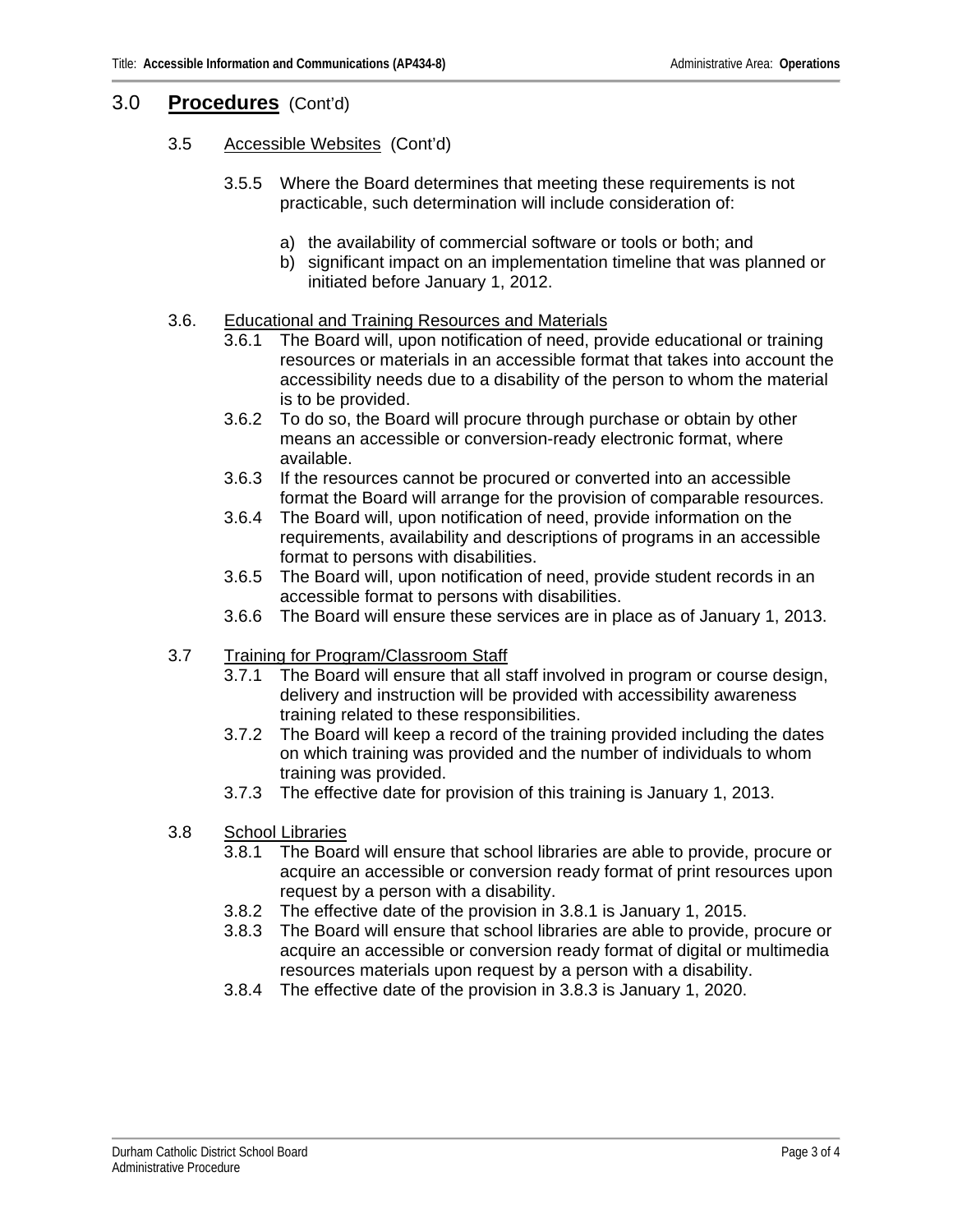## 3.0 **Procedures** (Cont'd)

### 3.5 Accessible Websites (Cont'd)

3.5.5 Where the Board determines that meeting these requirements is not practicable, such determination will include consideration of:

a) the availability of commercial software or tools or both; and
b) significant impact on an implementation timeline that was planned or initiated before January 1, 2012.

### 3.6. Educational and Training Resources and Materials

3.6.1 The Board will, upon notification of need, provide educational or training resources or materials in an accessible format that takes into account the accessibility needs due to a disability of the person to whom the material is to be provided.

3.6.2 To do so, the Board will procure through purchase or obtain by other means an accessible or conversion-ready electronic format, where available.

3.6.3 If the resources cannot be procured or converted into an accessible format the Board will arrange for the provision of comparable resources.

3.6.4 The Board will, upon notification of need, provide information on the requirements, availability and descriptions of programs in an accessible format to persons with disabilities.

3.6.5 The Board will, upon notification of need, provide student records in an accessible format to persons with disabilities.

3.6.6 The Board will ensure these services are in place as of January 1, 2013.

### 3.7 Training for Program/Classroom Staff

3.7.1 The Board will ensure that all staff involved in program or course design, delivery and instruction will be provided with accessibility awareness training related to these responsibilities.

3.7.2 The Board will keep a record of the training provided including the dates on which training was provided and the number of individuals to whom training was provided.

3.7.3 The effective date for provision of this training is January 1, 2013.

### 3.8 School Libraries

3.8.1 The Board will ensure that school libraries are able to provide, procure or acquire an accessible or conversion ready format of print resources upon request by a person with a disability.

3.8.2 The effective date of the provision in 3.8.1 is January 1, 2015.

3.8.3 The Board will ensure that school libraries are able to provide, procure or acquire an accessible or conversion ready format of digital or multimedia resources materials upon request by a person with a disability.

3.8.4 The effective date of the provision in 3.8.3 is January 1, 2020.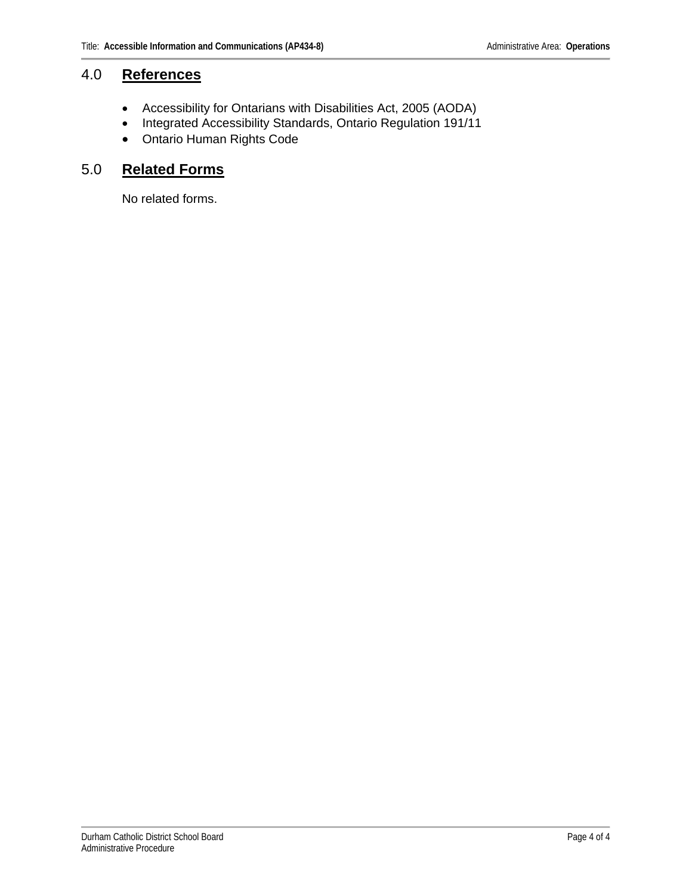## 4.0 **References**

- Accessibility for Ontarians with Disabilities Act, 2005 (AODA)
- Integrated Accessibility Standards, Ontario Regulation 191/11
- Ontario Human Rights Code

## 5.0 **Related Forms**

No related forms.